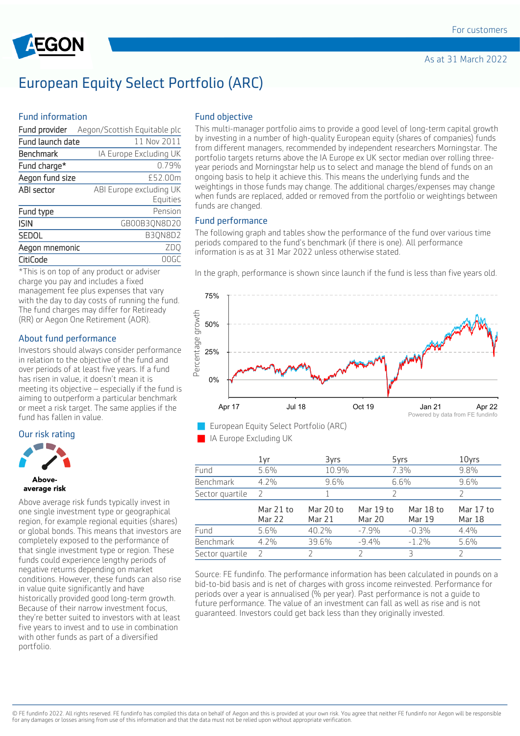For customers

As at 31 March 2022

# European Equity Select Portfolio (ARC)

## Fund information

| | |
|---|---|
| Fund provider | Aegon/Scottish Equitable plc |
| Fund launch date | 11 Nov 2011 |
| Benchmark | IA Europe Excluding UK |
| Fund charge* | 0.79% |
| Aegon fund size | £52.00m |
| ABI sector | ABI Europe excluding UK Equities |
| Fund type | Pension |
| ISIN | GB00B3QN8D20 |
| SEDOL | B3QN8D2 |
| Aegon mnemonic | ZDQ |
| CitiCode | 00GC |

*This is on top of any product or adviser charge you pay and includes a fixed management fee plus expenses that vary with the day to day costs of running the fund. The fund charges may differ for Retiready (RR) or Aegon One Retirement (AOR).

## About fund performance

Investors should always consider performance in relation to the objective of the fund and over periods of at least five years. If a fund has risen in value, it doesn't mean it is meeting its objective – especially if the fund is aiming to outperform a particular benchmark or meet a risk target. The same applies if the fund has fallen in value.

## Our risk rating

**Above-average risk**

Above average risk funds typically invest in one single investment type or geographical region, for example regional equities (shares) or global bonds. This means that investors are completely exposed to the performance of that single investment type or region. These funds could experience lengthy periods of negative returns depending on market conditions. However, these funds can also rise in value quite significantly and have historically provided good long-term growth. Because of their narrow investment focus, they're better suited to investors with at least five years to invest and to use in combination with other funds as part of a diversified portfolio.

## Fund objective

This multi-manager portfolio aims to provide a good level of long-term capital growth by investing in a number of high-quality European equity (shares of companies) funds from different managers, recommended by independent researchers Morningstar. The portfolio targets returns above the IA Europe ex UK sector median over rolling three-year periods and Morningstar help us to select and manage the blend of funds on an ongoing basis to help it achieve this. This means the underlying funds and the weightings in those funds may change. The additional charges/expenses may change when funds are replaced, added or removed from the portfolio or weightings between funds are changed.

## Fund performance

The following graph and tables show the performance of the fund over various time periods compared to the fund's benchmark (if there is one). All performance information is as at 31 Mar 2022 unless otherwise stated.

In the graph, performance is shown since launch if the fund is less than five years old.

Powered by data from FE fundinfo

- European Equity Select Portfolio (ARC)
- IA Europe Excluding UK

| | 1yr | 3yrs | 5yrs | 10yrs |
|---|---|---|---|---|
| Fund | 5.6% | 10.9% | 7.3% | 9.8% |
| Benchmark | 4.2% | 9.6% | 6.6% | 9.6% |
| Sector quartile | 2 | 1 | 2 | 2 |

| | Mar 21 to Mar 22 | Mar 20 to Mar 21 | Mar 19 to Mar 20 | Mar 18 to Mar 19 | Mar 17 to Mar 18 |
|---|---|---|---|---|---|
| Fund | 5.6% | 40.2% | -7.9% | -0.3% | 4.4% |
| Benchmark | 4.2% | 39.6% | -9.4% | -1.2% | 5.6% |
| Sector quartile | 2 | 2 | 2 | 3 | 2 |

Source: FE fundinfo. The performance information has been calculated in pounds on a bid-to-bid basis and is net of charges with gross income reinvested. Performance for periods over a year is annualised (% per year). Past performance is not a guide to future performance. The value of an investment can fall as well as rise and is not guaranteed. Investors could get back less than they originally invested.

© FE fundinfo 2022. All rights reserved. FE fundinfo has compiled this data on behalf of Aegon and this is provided at your own risk. You agree that neither FE fundinfo nor Aegon will be responsible for any damages or losses arising from use of this information and that the data must not be relied upon without appropriate verification.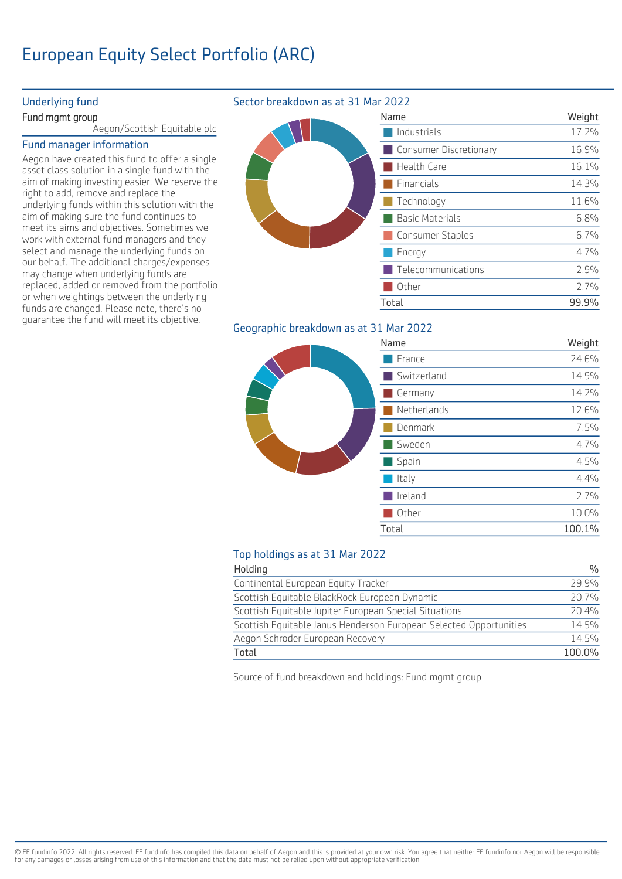# European Equity Select Portfolio (ARC)

## Underlying fund

**Fund mgmt group**

Aegon/Scottish Equitable plc

## Fund manager information

Aegon have created this fund to offer a single asset class solution in a single fund with the aim of making investing easier. We reserve the right to add, remove and replace the underlying funds within this solution with the aim of making sure the fund continues to meet its aims and objectives. Sometimes we work with external fund managers and they select and manage the underlying funds on our behalf. The additional charges/expenses may change when underlying funds are replaced, added or removed from the portfolio or when weightings between the underlying funds are changed. Please note, there's no guarantee the fund will meet its objective.

## Sector breakdown as at 31 Mar 2022

| Name | Weight |
|---|---|
| Industrials | 17.2% |
| Consumer Discretionary | 16.9% |
| Health Care | 16.1% |
| Financials | 14.3% |
| Technology | 11.6% |
| Basic Materials | 6.8% |
| Consumer Staples | 6.7% |
| Energy | 4.7% |
| Telecommunications | 2.9% |
| Other | 2.7% |
| Total | 99.9% |

## Geographic breakdown as at 31 Mar 2022

| Name | Weight |
|---|---|
| France | 24.6% |
| Switzerland | 14.9% |
| Germany | 14.2% |
| Netherlands | 12.6% |
| Denmark | 7.5% |
| Sweden | 4.7% |
| Spain | 4.5% |
| Italy | 4.4% |
| Ireland | 2.7% |
| Other | 10.0% |
| Total | 100.1% |

## Top holdings as at 31 Mar 2022

| Holding | % |
|---|---|
| Continental European Equity Tracker | 29.9% |
| Scottish Equitable BlackRock European Dynamic | 20.7% |
| Scottish Equitable Jupiter European Special Situations | 20.4% |
| Scottish Equitable Janus Henderson European Selected Opportunities | 14.5% |
| Aegon Schroder European Recovery | 14.5% |
| Total | 100.0% |

Source of fund breakdown and holdings: Fund mgmt group

© FE fundinfo 2022. All rights reserved. FE fundinfo has compiled this data on behalf of Aegon and this is provided at your own risk. You agree that neither FE fundinfo nor Aegon will be responsible for any damages or losses arising from use of this information and that the data must not be relied upon without appropriate verification.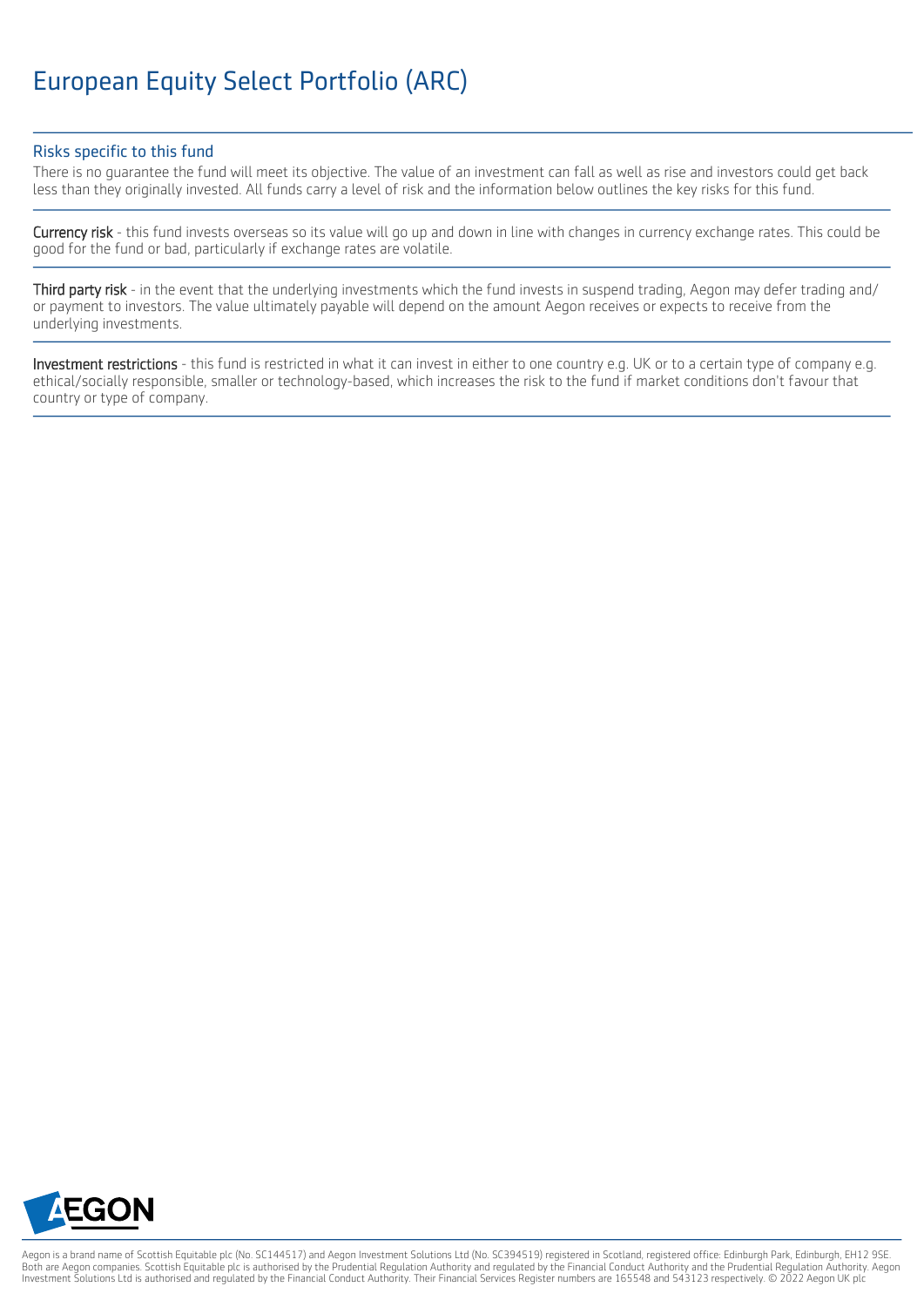# European Equity Select Portfolio (ARC)

## Risks specific to this fund

There is no guarantee the fund will meet its objective. The value of an investment can fall as well as rise and investors could get back less than they originally invested. All funds carry a level of risk and the information below outlines the key risks for this fund.

**Currency risk** - this fund invests overseas so its value will go up and down in line with changes in currency exchange rates. This could be good for the fund or bad, particularly if exchange rates are volatile.

**Third party risk** - in the event that the underlying investments which the fund invests in suspend trading, Aegon may defer trading and/or payment to investors. The value ultimately payable will depend on the amount Aegon receives or expects to receive from the underlying investments.

**Investment restrictions** - this fund is restricted in what it can invest in either to one country e.g. UK or to a certain type of company e.g. ethical/socially responsible, smaller or technology-based, which increases the risk to the fund if market conditions don't favour that country or type of company.

Aegon is a brand name of Scottish Equitable plc (No. SC144517) and Aegon Investment Solutions Ltd (No. SC394519) registered in Scotland, registered office: Edinburgh Park, Edinburgh, EH12 9SE. Both are Aegon companies. Scottish Equitable plc is authorised by the Prudential Regulation Authority and regulated by the Financial Conduct Authority and the Prudential Regulation Authority. Aegon Investment Solutions Ltd is authorised and regulated by the Financial Conduct Authority. Their Financial Services Register numbers are 165548 and 543123 respectively. © 2022 Aegon UK plc